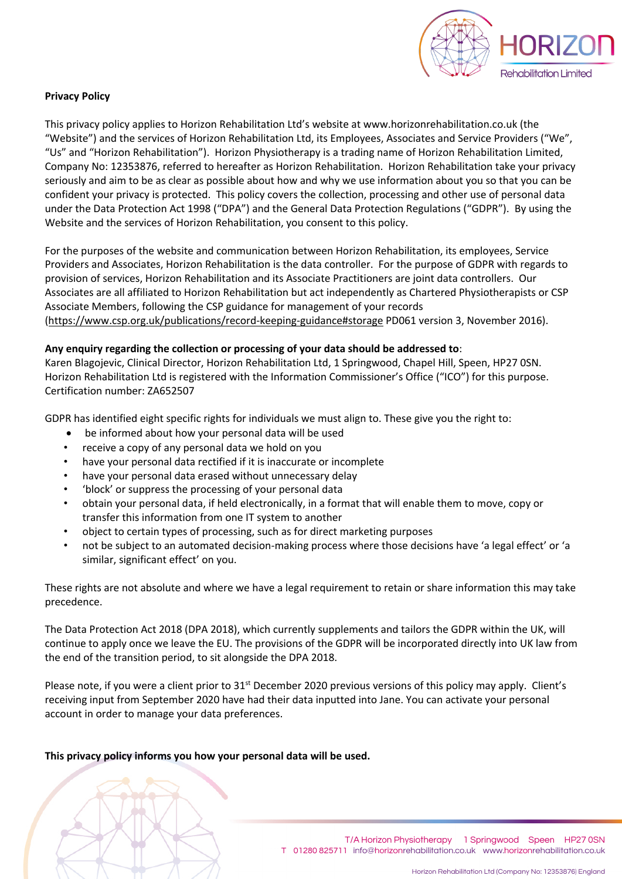**Privacy Policy**

This privacy policy applies to Horizon Rehabilitation Ltd's website at www.horizonrehabilitation.co.uk (the "Website") and the services of Horizon Rehabilitation Ltd, its Employees, Associates and Service Providers ("We", "Us" and "Horizon Rehabilitation"). Horizon Physiotherapy is a trading name of Horizon Rehabilitation Limited, Company No: 12353876, referred to hereafter as Horizon Rehabilitation. Horizon Rehabilitation take your privacy seriously and aim to be as clear as possible about how and why we use information about you so that you can be confident your privacy is protected. This policy covers the collection, processing and other use of personal data under the Data Protection Act 1998 ("DPA") and the General Data Protection Regulations ("GDPR"). By using the Website and the services of Horizon Rehabilitation, you consent to this policy.

For the purposes of the website and communication between Horizon Rehabilitation, its employees, Service Providers and Associates, Horizon Rehabilitation is the data controller. For the purpose of GDPR with regards to provision of services, Horizon Rehabilitation and its Associate Practitioners are joint data controllers. Our Associates are all affiliated to Horizon Rehabilitation but act independently as Chartered Physiotherapists or CSP Associate Members, following the CSP guidance for management of your records (https://www.csp.org.uk/publications/record-keeping-guidance#storage PD061 version 3, November 2016).

**Any enquiry regarding the collection or processing of your data should be addressed to**:
Karen Blagojevic, Clinical Director, Horizon Rehabilitation Ltd, 1 Springwood, Chapel Hill, Speen, HP27 0SN. Horizon Rehabilitation Ltd is registered with the Information Commissioner's Office ("ICO") for this purpose. Certification number: ZA652507

GDPR has identified eight specific rights for individuals we must align to. These give you the right to:

- be informed about how your personal data will be used
- receive a copy of any personal data we hold on you
- have your personal data rectified if it is inaccurate or incomplete
- have your personal data erased without unnecessary delay
- 'block' or suppress the processing of your personal data
- obtain your personal data, if held electronically, in a format that will enable them to move, copy or transfer this information from one IT system to another
- object to certain types of processing, such as for direct marketing purposes
- not be subject to an automated decision-making process where those decisions have 'a legal effect' or 'a similar, significant effect' on you.

These rights are not absolute and where we have a legal requirement to retain or share information this may take precedence.

The Data Protection Act 2018 (DPA 2018), which currently supplements and tailors the GDPR within the UK, will continue to apply once we leave the EU. The provisions of the GDPR will be incorporated directly into UK law from the end of the transition period, to sit alongside the DPA 2018.

Please note, if you were a client prior to 31st December 2020 previous versions of this policy may apply. Client's receiving input from September 2020 have had their data inputted into Jane. You can activate your personal account in order to manage your data preferences.

**This privacy policy informs you how your personal data will be used.**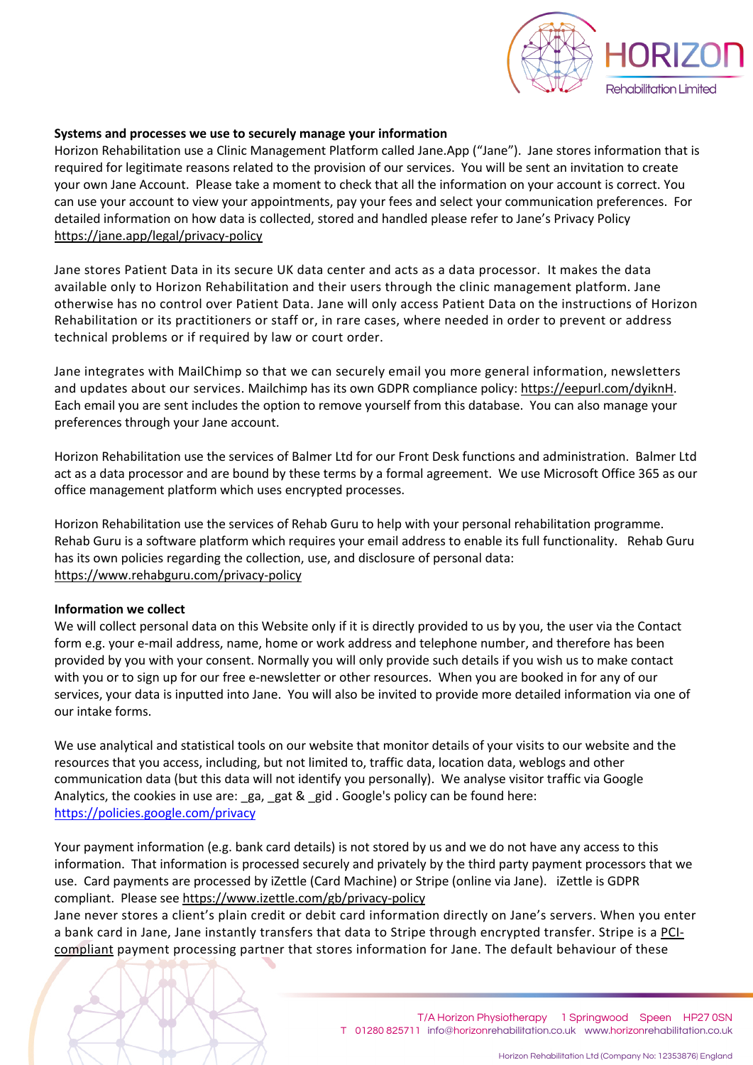**Systems and processes we use to securely manage your information**

Horizon Rehabilitation use a Clinic Management Platform called Jane.App ("Jane"). Jane stores information that is required for legitimate reasons related to the provision of our services. You will be sent an invitation to create your own Jane Account. Please take a moment to check that all the information on your account is correct. You can use your account to view your appointments, pay your fees and select your communication preferences. For detailed information on how data is collected, stored and handled please refer to Jane's Privacy Policy https://jane.app/legal/privacy-policy

Jane stores Patient Data in its secure UK data center and acts as a data processor. It makes the data available only to Horizon Rehabilitation and their users through the clinic management platform. Jane otherwise has no control over Patient Data. Jane will only access Patient Data on the instructions of Horizon Rehabilitation or its practitioners or staff or, in rare cases, where needed in order to prevent or address technical problems or if required by law or court order.

Jane integrates with MailChimp so that we can securely email you more general information, newsletters and updates about our services. Mailchimp has its own GDPR compliance policy: https://eepurl.com/dyiknH. Each email you are sent includes the option to remove yourself from this database. You can also manage your preferences through your Jane account.

Horizon Rehabilitation use the services of Balmer Ltd for our Front Desk functions and administration. Balmer Ltd act as a data processor and are bound by these terms by a formal agreement. We use Microsoft Office 365 as our office management platform which uses encrypted processes.

Horizon Rehabilitation use the services of Rehab Guru to help with your personal rehabilitation programme. Rehab Guru is a software platform which requires your email address to enable its full functionality. Rehab Guru has its own policies regarding the collection, use, and disclosure of personal data: https://www.rehabguru.com/privacy-policy

**Information we collect**

We will collect personal data on this Website only if it is directly provided to us by you, the user via the Contact form e.g. your e-mail address, name, home or work address and telephone number, and therefore has been provided by you with your consent. Normally you will only provide such details if you wish us to make contact with you or to sign up for our free e-newsletter or other resources. When you are booked in for any of our services, your data is inputted into Jane. You will also be invited to provide more detailed information via one of our intake forms.

We use analytical and statistical tools on our website that monitor details of your visits to our website and the resources that you access, including, but not limited to, traffic data, location data, weblogs and other communication data (but this data will not identify you personally). We analyse visitor traffic via Google Analytics, the cookies in use are: _ga, _gat & _gid . Google's policy can be found here: https://policies.google.com/privacy

Your payment information (e.g. bank card details) is not stored by us and we do not have any access to this information. That information is processed securely and privately by the third party payment processors that we use. Card payments are processed by iZettle (Card Machine) or Stripe (online via Jane). iZettle is GDPR compliant. Please see https://www.izettle.com/gb/privacy-policy

Jane never stores a client's plain credit or debit card information directly on Jane's servers. When you enter a bank card in Jane, Jane instantly transfers that data to Stripe through encrypted transfer. Stripe is a PCI-compliant payment processing partner that stores information for Jane. The default behaviour of these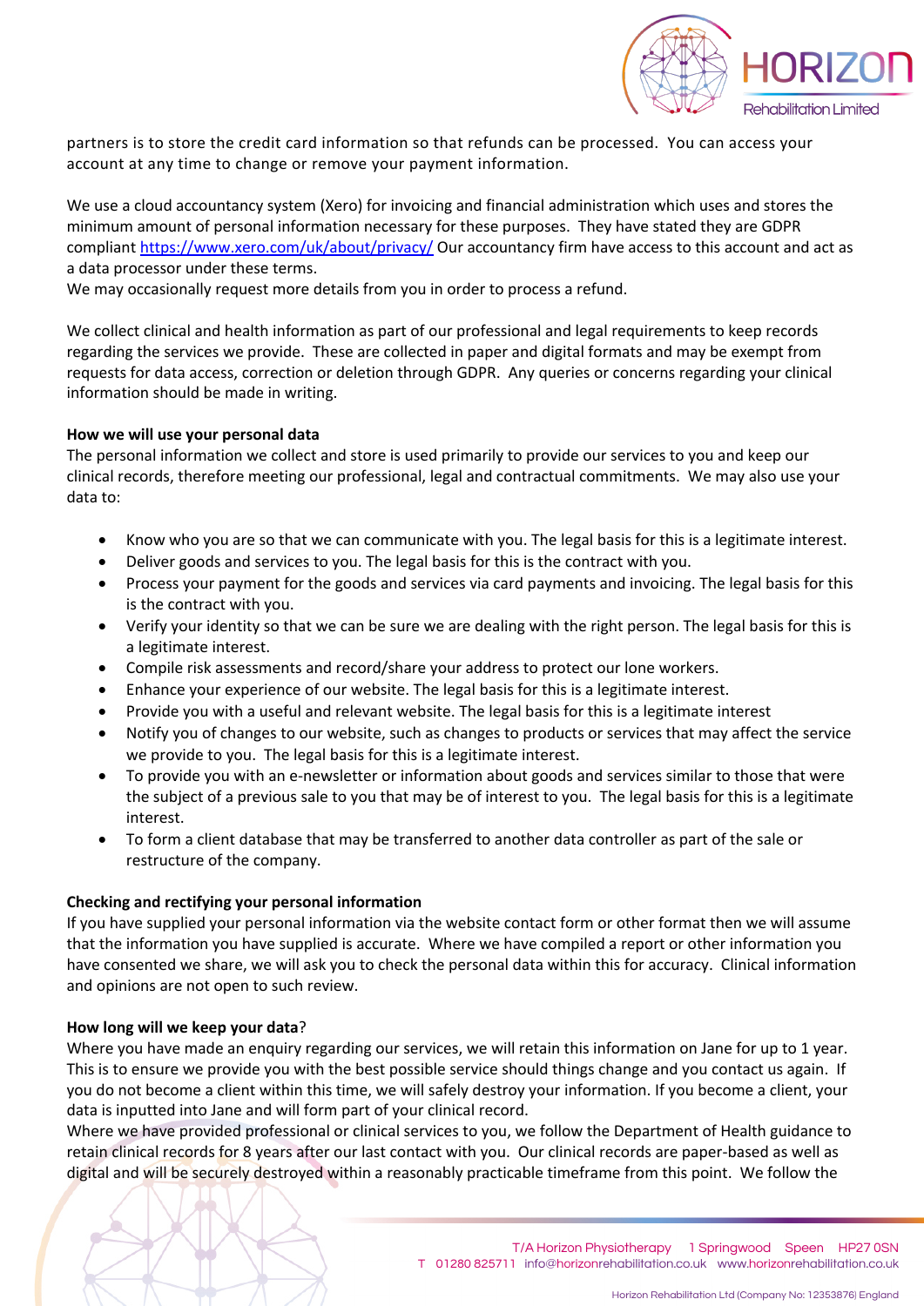partners is to store the credit card information so that refunds can be processed. You can access your account at any time to change or remove your payment information.

We use a cloud accountancy system (Xero) for invoicing and financial administration which uses and stores the minimum amount of personal information necessary for these purposes. They have stated they are GDPR compliant https://www.xero.com/uk/about/privacy/ Our accountancy firm have access to this account and act as a data processor under these terms.
We may occasionally request more details from you in order to process a refund.

We collect clinical and health information as part of our professional and legal requirements to keep records regarding the services we provide. These are collected in paper and digital formats and may be exempt from requests for data access, correction or deletion through GDPR. Any queries or concerns regarding your clinical information should be made in writing.

**How we will use your personal data**
The personal information we collect and store is used primarily to provide our services to you and keep our clinical records, therefore meeting our professional, legal and contractual commitments. We may also use your data to:

- Know who you are so that we can communicate with you. The legal basis for this is a legitimate interest.
- Deliver goods and services to you. The legal basis for this is the contract with you.
- Process your payment for the goods and services via card payments and invoicing. The legal basis for this is the contract with you.
- Verify your identity so that we can be sure we are dealing with the right person. The legal basis for this is a legitimate interest.
- Compile risk assessments and record/share your address to protect our lone workers.
- Enhance your experience of our website. The legal basis for this is a legitimate interest.
- Provide you with a useful and relevant website. The legal basis for this is a legitimate interest
- Notify you of changes to our website, such as changes to products or services that may affect the service we provide to you. The legal basis for this is a legitimate interest.
- To provide you with an e-newsletter or information about goods and services similar to those that were the subject of a previous sale to you that may be of interest to you. The legal basis for this is a legitimate interest.
- To form a client database that may be transferred to another data controller as part of the sale or restructure of the company.

**Checking and rectifying your personal information**
If you have supplied your personal information via the website contact form or other format then we will assume that the information you have supplied is accurate. Where we have compiled a report or other information you have consented we share, we will ask you to check the personal data within this for accuracy. Clinical information and opinions are not open to such review.

**How long will we keep your data**?
Where you have made an enquiry regarding our services, we will retain this information on Jane for up to 1 year. This is to ensure we provide you with the best possible service should things change and you contact us again. If you do not become a client within this time, we will safely destroy your information. If you become a client, your data is inputted into Jane and will form part of your clinical record.
Where we have provided professional or clinical services to you, we follow the Department of Health guidance to retain clinical records for 8 years after our last contact with you. Our clinical records are paper-based as well as digital and will be securely destroyed within a reasonably practicable timeframe from this point. We follow the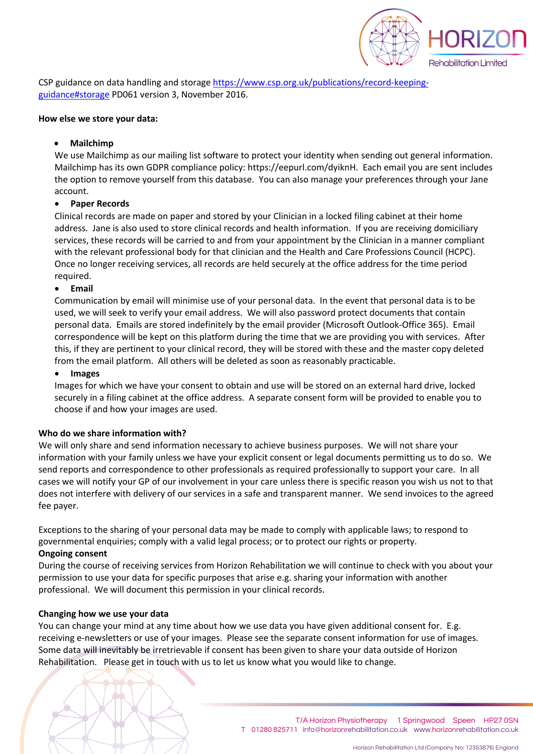CSP guidance on data handling and storage [https://www.csp.org.uk/publications/record-keeping-guidance#storage](https://www.csp.org.uk/publications/record-keeping-guidance#storage) PD061 version 3, November 2016.

**How else we store your data:**

- **Mailchimp**
  We use Mailchimp as our mailing list software to protect your identity when sending out general information. Mailchimp has its own GDPR compliance policy: https://eepurl.com/dyiknH. Each email you are sent includes the option to remove yourself from this database. You can also manage your preferences through your Jane account.
- **Paper Records**
  Clinical records are made on paper and stored by your Clinician in a locked filing cabinet at their home address. Jane is also used to store clinical records and health information. If you are receiving domiciliary services, these records will be carried to and from your appointment by the Clinician in a manner compliant with the relevant professional body for that clinician and the Health and Care Professions Council (HCPC). Once no longer receiving services, all records are held securely at the office address for the time period required.
- **Email**
  Communication by email will minimise use of your personal data. In the event that personal data is to be used, we will seek to verify your email address. We will also password protect documents that contain personal data. Emails are stored indefinitely by the email provider (Microsoft Outlook-Office 365). Email correspondence will be kept on this platform during the time that we are providing you with services. After this, if they are pertinent to your clinical record, they will be stored with these and the master copy deleted from the email platform. All others will be deleted as soon as reasonably practicable.
- **Images**
  Images for which we have your consent to obtain and use will be stored on an external hard drive, locked securely in a filing cabinet at the office address. A separate consent form will be provided to enable you to choose if and how your images are used.

**Who do we share information with?**

We will only share and send information necessary to achieve business purposes. We will not share your information with your family unless we have your explicit consent or legal documents permitting us to do so. We send reports and correspondence to other professionals as required professionally to support your care. In all cases we will notify your GP of our involvement in your care unless there is specific reason you wish us not to that does not interfere with delivery of our services in a safe and transparent manner. We send invoices to the agreed fee payer.

Exceptions to the sharing of your personal data may be made to comply with applicable laws; to respond to governmental enquiries; comply with a valid legal process; or to protect our rights or property.

**Ongoing consent**

During the course of receiving services from Horizon Rehabilitation we will continue to check with you about your permission to use your data for specific purposes that arise e.g. sharing your information with another professional. We will document this permission in your clinical records.

**Changing how we use your data**

You can change your mind at any time about how we use data you have given additional consent for. E.g. receiving e-newsletters or use of your images. Please see the separate consent information for use of images. Some data will inevitably be irretrievable if consent has been given to share your data outside of Horizon Rehabilitation. Please get in touch with us to let us know what you would like to change.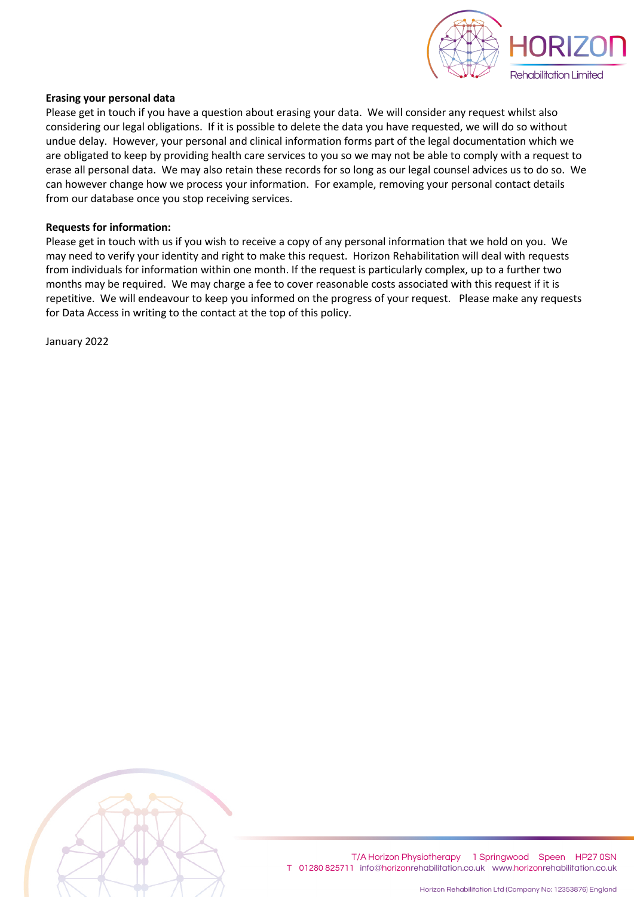**Erasing your personal data**

Please get in touch if you have a question about erasing your data. We will consider any request whilst also considering our legal obligations. If it is possible to delete the data you have requested, we will do so without undue delay. However, your personal and clinical information forms part of the legal documentation which we are obligated to keep by providing health care services to you so we may not be able to comply with a request to erase all personal data. We may also retain these records for so long as our legal counsel advices us to do so. We can however change how we process your information. For example, removing your personal contact details from our database once you stop receiving services.

**Requests for information:**

Please get in touch with us if you wish to receive a copy of any personal information that we hold on you. We may need to verify your identity and right to make this request. Horizon Rehabilitation will deal with requests from individuals for information within one month. If the request is particularly complex, up to a further two months may be required. We may charge a fee to cover reasonable costs associated with this request if it is repetitive. We will endeavour to keep you informed on the progress of your request. Please make any requests for Data Access in writing to the contact at the top of this policy.

January 2022